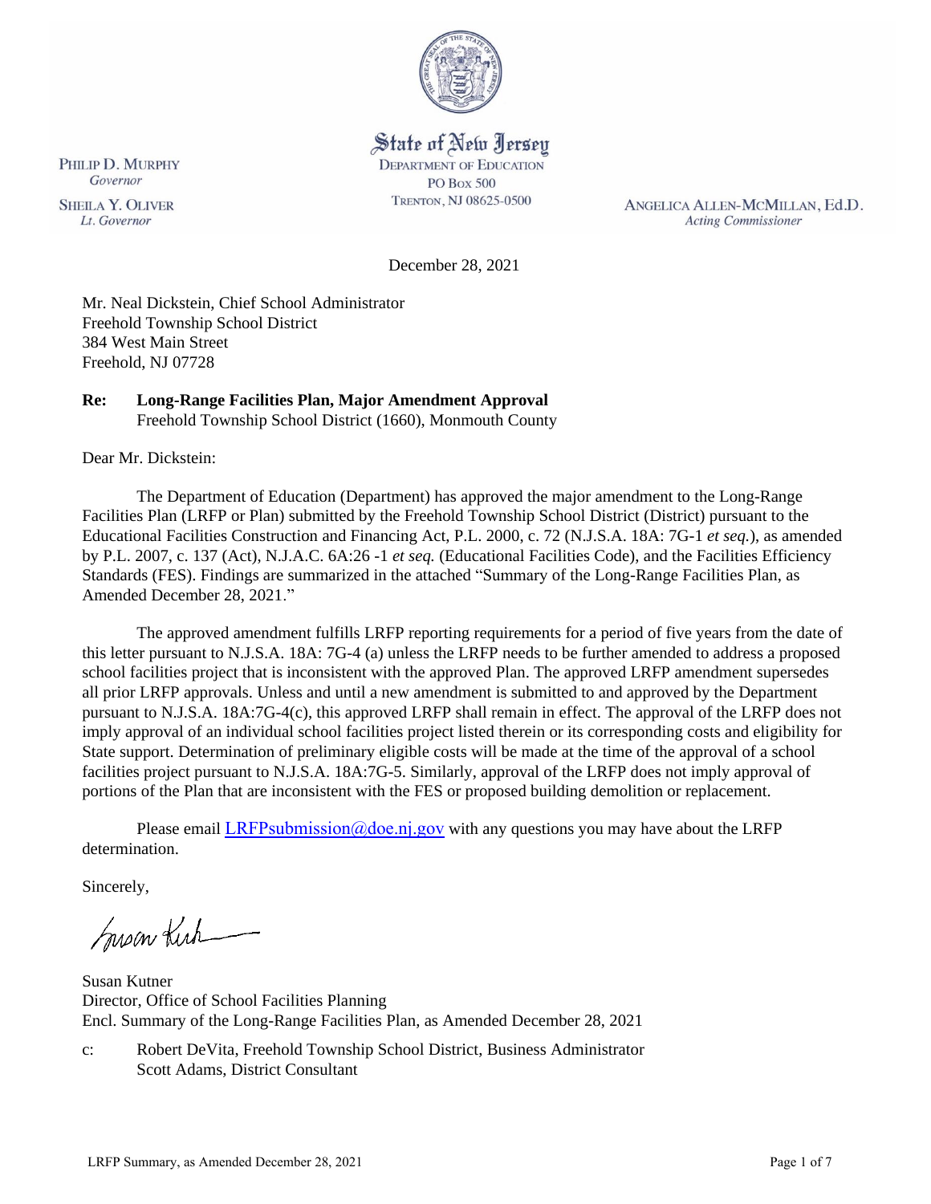State of New Jersey
DEPARTMENT OF EDUCATION
PO Box 500
TRENTON, NJ 08625-0500

PHILIP D. MURPHY
*Governor*

SHEILA Y. OLIVER
*Lt. Governor*

ANGELICA ALLEN-MCMILLAN, Ed.D.
*Acting Commissioner*

December 28, 2021

Mr. Neal Dickstein, Chief School Administrator
Freehold Township School District
384 West Main Street
Freehold, NJ 07728

**Re: Long-Range Facilities Plan, Major Amendment Approval**
Freehold Township School District (1660), Monmouth County

Dear Mr. Dickstein:

The Department of Education (Department) has approved the major amendment to the Long-Range Facilities Plan (LRFP or Plan) submitted by the Freehold Township School District (District) pursuant to the Educational Facilities Construction and Financing Act, P.L. 2000, c. 72 (N.J.S.A. 18A: 7G-1 *et seq.*), as amended by P.L. 2007, c. 137 (Act), N.J.A.C. 6A:26 -1 *et seq.* (Educational Facilities Code), and the Facilities Efficiency Standards (FES). Findings are summarized in the attached "Summary of the Long-Range Facilities Plan, as Amended December 28, 2021."

The approved amendment fulfills LRFP reporting requirements for a period of five years from the date of this letter pursuant to N.J.S.A. 18A: 7G-4 (a) unless the LRFP needs to be further amended to address a proposed school facilities project that is inconsistent with the approved Plan. The approved LRFP amendment supersedes all prior LRFP approvals. Unless and until a new amendment is submitted to and approved by the Department pursuant to N.J.S.A. 18A:7G-4(c), this approved LRFP shall remain in effect. The approval of the LRFP does not imply approval of an individual school facilities project listed therein or its corresponding costs and eligibility for State support. Determination of preliminary eligible costs will be made at the time of the approval of a school facilities project pursuant to N.J.S.A. 18A:7G-5. Similarly, approval of the LRFP does not imply approval of portions of the Plan that are inconsistent with the FES or proposed building demolition or replacement.

Please email LRFPsubmission@doe.nj.gov with any questions you may have about the LRFP determination.

Sincerely,

Susan Kutner
Director, Office of School Facilities Planning
Encl. Summary of the Long-Range Facilities Plan, as Amended December 28, 2021

c: Robert DeVita, Freehold Township School District, Business Administrator
Scott Adams, District Consultant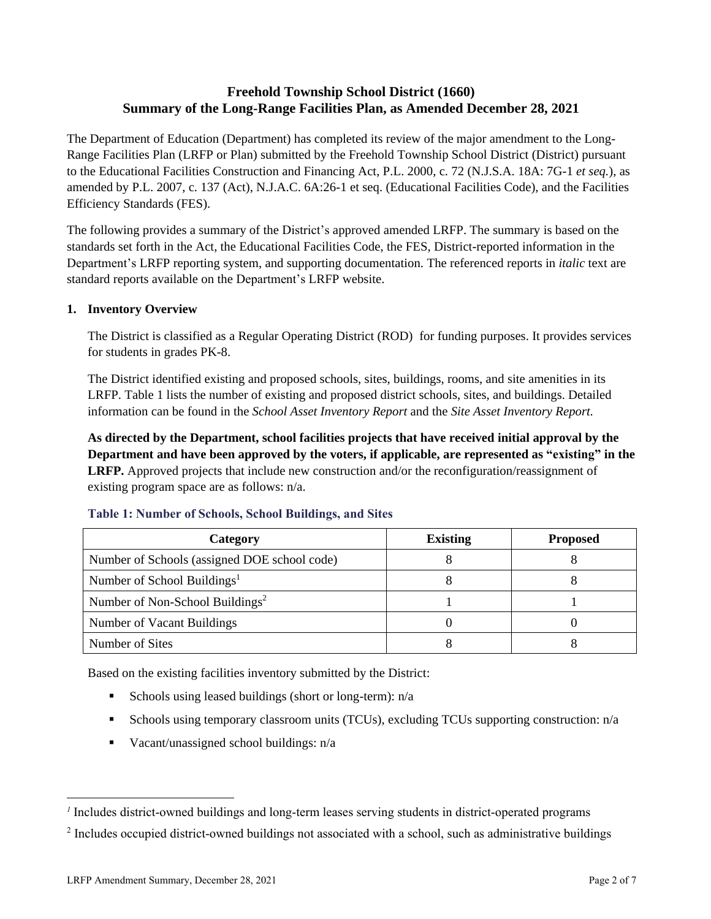# Freehold Township School District (1660)
# Summary of the Long-Range Facilities Plan, as Amended December 28, 2021

The Department of Education (Department) has completed its review of the major amendment to the Long-Range Facilities Plan (LRFP or Plan) submitted by the Freehold Township School District (District) pursuant to the Educational Facilities Construction and Financing Act, P.L. 2000, c. 72 (N.J.S.A. 18A: 7G-1 *et seq.*), as amended by P.L. 2007, c. 137 (Act), N.J.A.C. 6A:26-1 et seq. (Educational Facilities Code), and the Facilities Efficiency Standards (FES).

The following provides a summary of the District's approved amended LRFP. The summary is based on the standards set forth in the Act, the Educational Facilities Code, the FES, District-reported information in the Department's LRFP reporting system, and supporting documentation. The referenced reports in *italic* text are standard reports available on the Department's LRFP website.

## 1. Inventory Overview

The District is classified as a Regular Operating District (ROD) for funding purposes. It provides services for students in grades PK-8.

The District identified existing and proposed schools, sites, buildings, rooms, and site amenities in its LRFP. Table 1 lists the number of existing and proposed district schools, sites, and buildings. Detailed information can be found in the *School Asset Inventory Report* and the *Site Asset Inventory Report.*

**As directed by the Department, school facilities projects that have received initial approval by the Department and have been approved by the voters, if applicable, are represented as "existing" in the LRFP.** Approved projects that include new construction and/or the reconfiguration/reassignment of existing program space are as follows: n/a.

### Table 1: Number of Schools, School Buildings, and Sites

| Category | Existing | Proposed |
|---|---|---|
| Number of Schools (assigned DOE school code) | 8 | 8 |
| Number of School Buildings[1] | 8 | 8 |
| Number of Non-School Buildings[2] | 1 | 1 |
| Number of Vacant Buildings | 0 | 0 |
| Number of Sites | 8 | 8 |

Based on the existing facilities inventory submitted by the District:

- Schools using leased buildings (short or long-term): n/a
- Schools using temporary classroom units (TCUs), excluding TCUs supporting construction: n/a
- Vacant/unassigned school buildings: n/a

[1] Includes district-owned buildings and long-term leases serving students in district-operated programs

[2] Includes occupied district-owned buildings not associated with a school, such as administrative buildings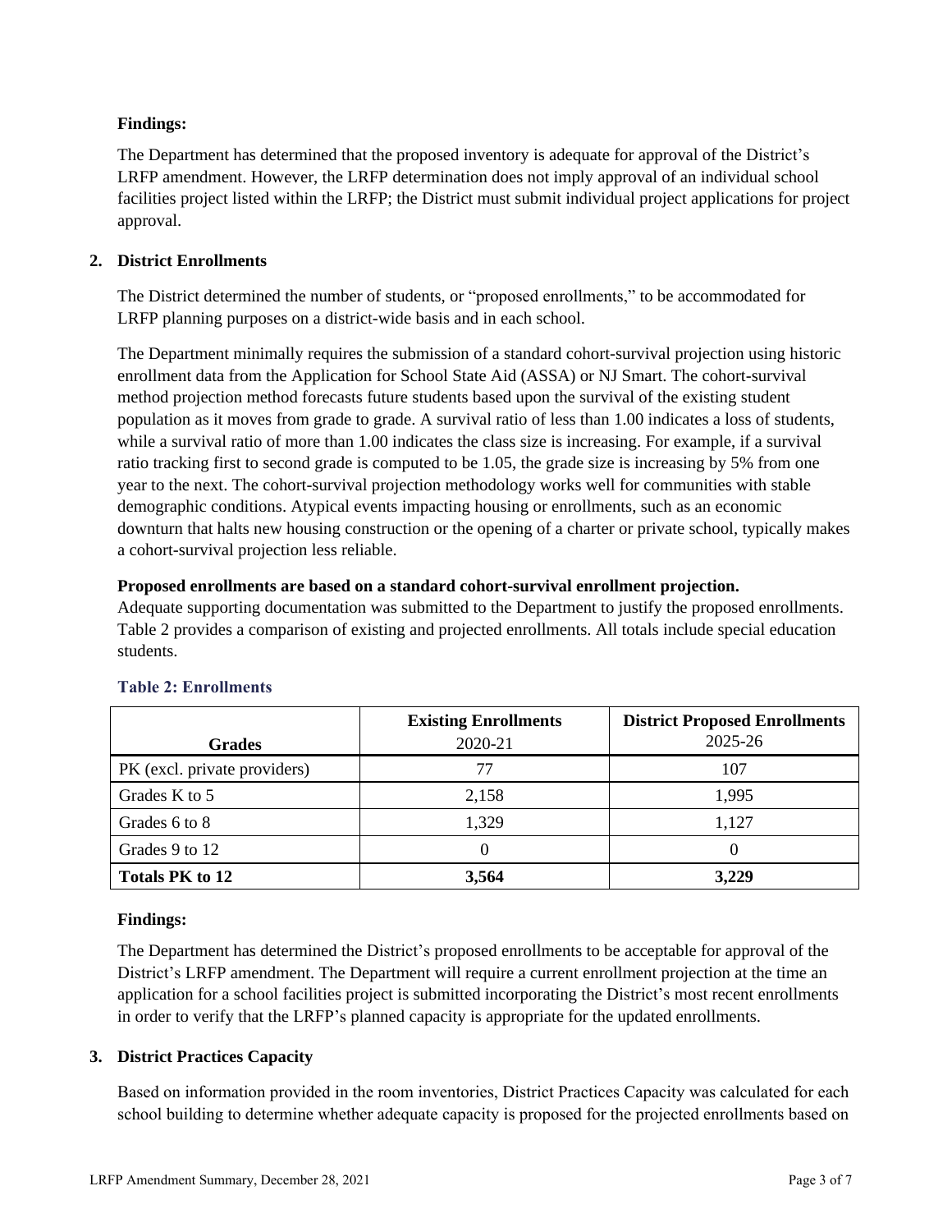**Findings:**

The Department has determined that the proposed inventory is adequate for approval of the District's LRFP amendment. However, the LRFP determination does not imply approval of an individual school facilities project listed within the LRFP; the District must submit individual project applications for project approval.

## 2. District Enrollments

The District determined the number of students, or "proposed enrollments," to be accommodated for LRFP planning purposes on a district-wide basis and in each school.

The Department minimally requires the submission of a standard cohort-survival projection using historic enrollment data from the Application for School State Aid (ASSA) or NJ Smart. The cohort-survival method projection method forecasts future students based upon the survival of the existing student population as it moves from grade to grade. A survival ratio of less than 1.00 indicates a loss of students, while a survival ratio of more than 1.00 indicates the class size is increasing. For example, if a survival ratio tracking first to second grade is computed to be 1.05, the grade size is increasing by 5% from one year to the next. The cohort-survival projection methodology works well for communities with stable demographic conditions. Atypical events impacting housing or enrollments, such as an economic downturn that halts new housing construction or the opening of a charter or private school, typically makes a cohort-survival projection less reliable.

**Proposed enrollments are based on a standard cohort-survival enrollment projection.**
Adequate supporting documentation was submitted to the Department to justify the proposed enrollments. Table 2 provides a comparison of existing and projected enrollments. All totals include special education students.

**Table 2: Enrollments**

| Grades | Existing Enrollments 2020-21 | District Proposed Enrollments 2025-26 |
|---|---|---|
| PK (excl. private providers) | 77 | 107 |
| Grades K to 5 | 2,158 | 1,995 |
| Grades 6 to 8 | 1,329 | 1,127 |
| Grades 9 to 12 | 0 | 0 |
| **Totals PK to 12** | **3,564** | **3,229** |

**Findings:**

The Department has determined the District's proposed enrollments to be acceptable for approval of the District's LRFP amendment. The Department will require a current enrollment projection at the time an application for a school facilities project is submitted incorporating the District's most recent enrollments in order to verify that the LRFP's planned capacity is appropriate for the updated enrollments.

## 3. District Practices Capacity

Based on information provided in the room inventories, District Practices Capacity was calculated for each school building to determine whether adequate capacity is proposed for the projected enrollments based on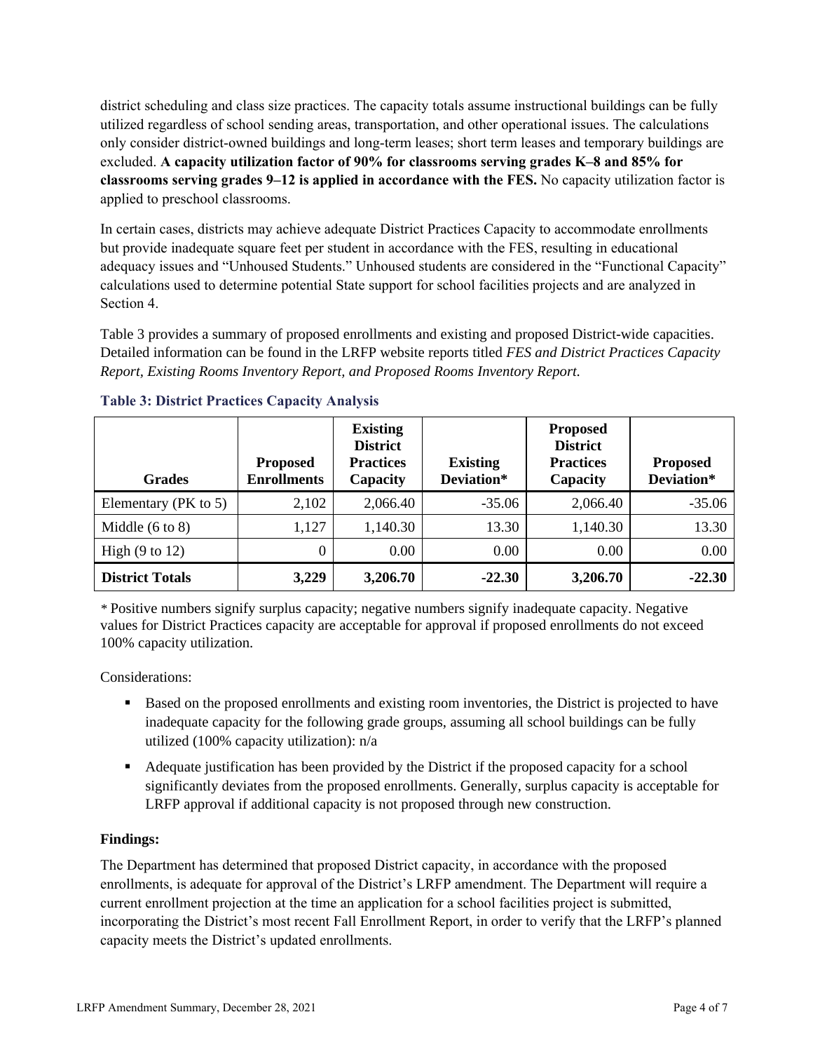district scheduling and class size practices. The capacity totals assume instructional buildings can be fully utilized regardless of school sending areas, transportation, and other operational issues. The calculations only consider district-owned buildings and long-term leases; short term leases and temporary buildings are excluded. **A capacity utilization factor of 90% for classrooms serving grades K–8 and 85% for classrooms serving grades 9–12 is applied in accordance with the FES.** No capacity utilization factor is applied to preschool classrooms.

In certain cases, districts may achieve adequate District Practices Capacity to accommodate enrollments but provide inadequate square feet per student in accordance with the FES, resulting in educational adequacy issues and "Unhoused Students." Unhoused students are considered in the "Functional Capacity" calculations used to determine potential State support for school facilities projects and are analyzed in Section 4.

Table 3 provides a summary of proposed enrollments and existing and proposed District-wide capacities. Detailed information can be found in the LRFP website reports titled *FES and District Practices Capacity Report, Existing Rooms Inventory Report, and Proposed Rooms Inventory Report.*

**Table 3: District Practices Capacity Analysis**

| Grades | Proposed Enrollments | Existing District Practices Capacity | Existing Deviation* | Proposed District Practices Capacity | Proposed Deviation* |
|---|---|---|---|---|---|
| Elementary (PK to 5) | 2,102 | 2,066.40 | -35.06 | 2,066.40 | -35.06 |
| Middle (6 to 8) | 1,127 | 1,140.30 | 13.30 | 1,140.30 | 13.30 |
| High (9 to 12) | 0 | 0.00 | 0.00 | 0.00 | 0.00 |
| **District Totals** | **3,229** | **3,206.70** | **-22.30** | **3,206.70** | **-22.30** |

* Positive numbers signify surplus capacity; negative numbers signify inadequate capacity. Negative values for District Practices capacity are acceptable for approval if proposed enrollments do not exceed 100% capacity utilization.

Considerations:

- Based on the proposed enrollments and existing room inventories, the District is projected to have inadequate capacity for the following grade groups, assuming all school buildings can be fully utilized (100% capacity utilization): n/a
- Adequate justification has been provided by the District if the proposed capacity for a school significantly deviates from the proposed enrollments. Generally, surplus capacity is acceptable for LRFP approval if additional capacity is not proposed through new construction.

**Findings:**

The Department has determined that proposed District capacity, in accordance with the proposed enrollments, is adequate for approval of the District's LRFP amendment. The Department will require a current enrollment projection at the time an application for a school facilities project is submitted, incorporating the District's most recent Fall Enrollment Report, in order to verify that the LRFP's planned capacity meets the District's updated enrollments.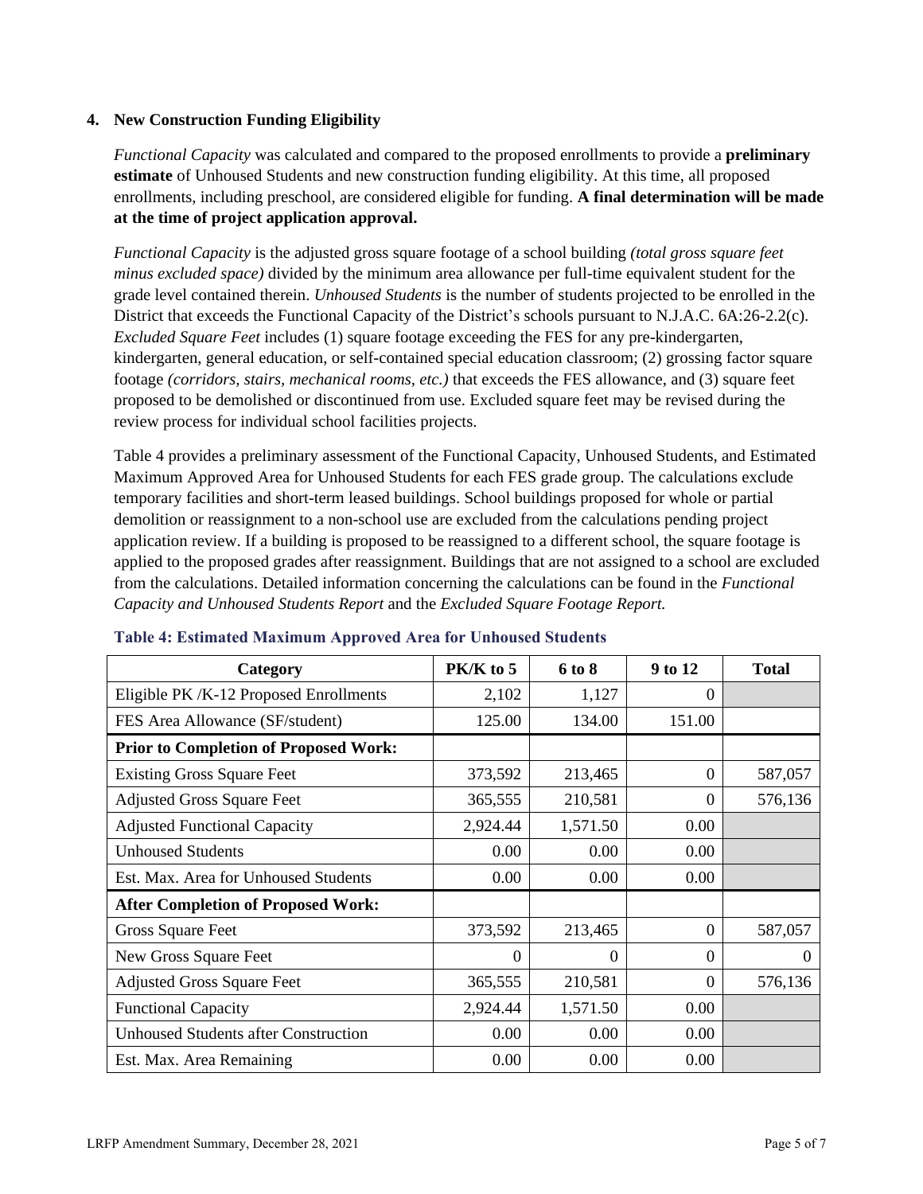## 4. New Construction Funding Eligibility

*Functional Capacity* was calculated and compared to the proposed enrollments to provide a **preliminary estimate** of Unhoused Students and new construction funding eligibility. At this time, all proposed enrollments, including preschool, are considered eligible for funding. **A final determination will be made at the time of project application approval.**

*Functional Capacity* is the adjusted gross square footage of a school building *(total gross square feet minus excluded space)* divided by the minimum area allowance per full-time equivalent student for the grade level contained therein. *Unhoused Students* is the number of students projected to be enrolled in the District that exceeds the Functional Capacity of the District's schools pursuant to N.J.A.C. 6A:26-2.2(c). *Excluded Square Feet* includes (1) square footage exceeding the FES for any pre-kindergarten, kindergarten, general education, or self-contained special education classroom; (2) grossing factor square footage *(corridors, stairs, mechanical rooms, etc.)* that exceeds the FES allowance, and (3) square feet proposed to be demolished or discontinued from use. Excluded square feet may be revised during the review process for individual school facilities projects.

Table 4 provides a preliminary assessment of the Functional Capacity, Unhoused Students, and Estimated Maximum Approved Area for Unhoused Students for each FES grade group. The calculations exclude temporary facilities and short-term leased buildings. School buildings proposed for whole or partial demolition or reassignment to a non-school use are excluded from the calculations pending project application review. If a building is proposed to be reassigned to a different school, the square footage is applied to the proposed grades after reassignment. Buildings that are not assigned to a school are excluded from the calculations. Detailed information concerning the calculations can be found in the *Functional Capacity and Unhoused Students Report* and the *Excluded Square Footage Report.*

**Table 4: Estimated Maximum Approved Area for Unhoused Students**

| Category | PK/K to 5 | 6 to 8 | 9 to 12 | Total |
|---|---|---|---|---|
| Eligible PK /K-12 Proposed Enrollments | 2,102 | 1,127 | 0 | |
| FES Area Allowance (SF/student) | 125.00 | 134.00 | 151.00 | |
| **Prior to Completion of Proposed Work:** | | | | |
| Existing Gross Square Feet | 373,592 | 213,465 | 0 | 587,057 |
| Adjusted Gross Square Feet | 365,555 | 210,581 | 0 | 576,136 |
| Adjusted Functional Capacity | 2,924.44 | 1,571.50 | 0.00 | |
| Unhoused Students | 0.00 | 0.00 | 0.00 | |
| Est. Max. Area for Unhoused Students | 0.00 | 0.00 | 0.00 | |
| **After Completion of Proposed Work:** | | | | |
| Gross Square Feet | 373,592 | 213,465 | 0 | 587,057 |
| New Gross Square Feet | 0 | 0 | 0 | 0 |
| Adjusted Gross Square Feet | 365,555 | 210,581 | 0 | 576,136 |
| Functional Capacity | 2,924.44 | 1,571.50 | 0.00 | |
| Unhoused Students after Construction | 0.00 | 0.00 | 0.00 | |
| Est. Max. Area Remaining | 0.00 | 0.00 | 0.00 | |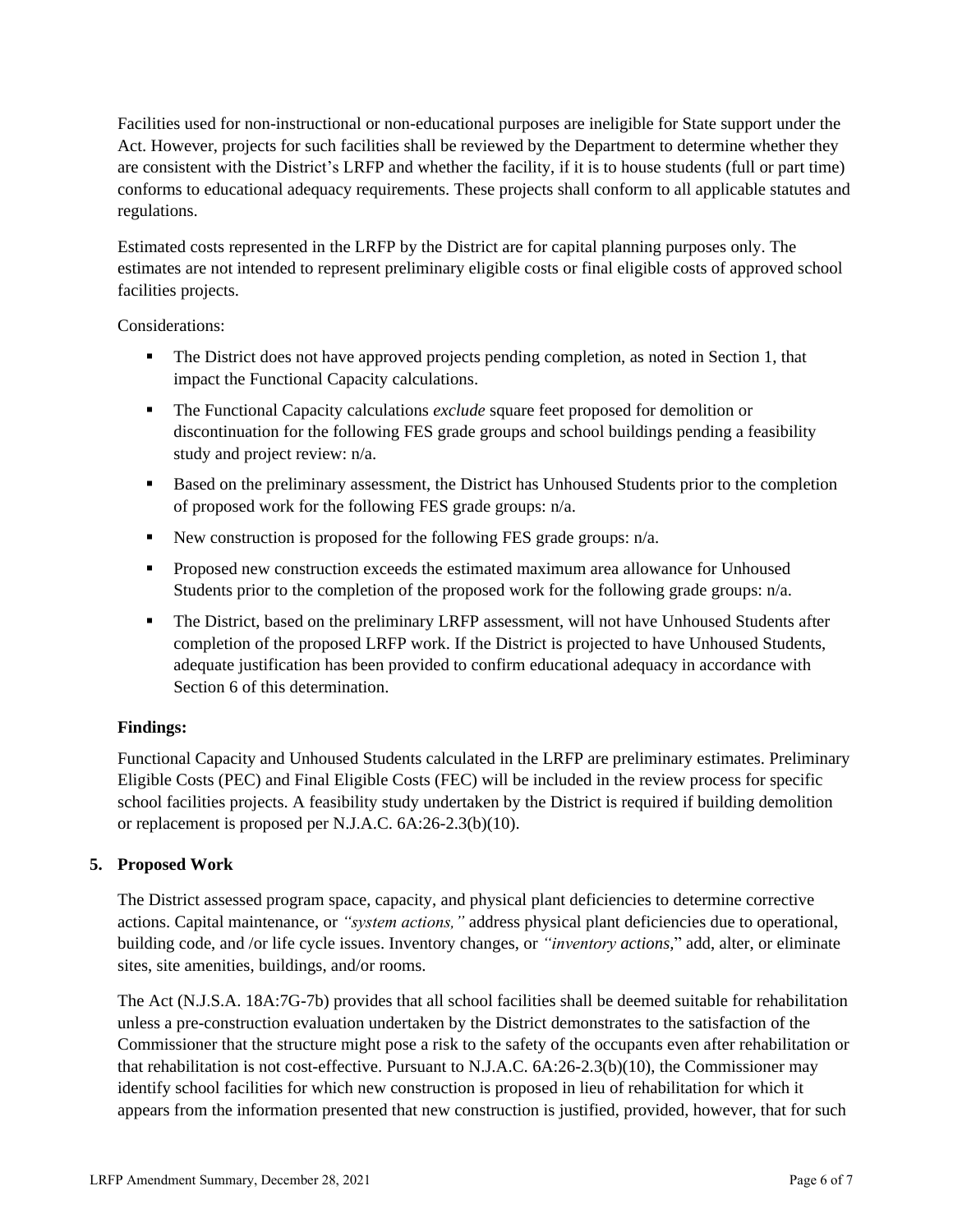Facilities used for non-instructional or non-educational purposes are ineligible for State support under the Act. However, projects for such facilities shall be reviewed by the Department to determine whether they are consistent with the District's LRFP and whether the facility, if it is to house students (full or part time) conforms to educational adequacy requirements. These projects shall conform to all applicable statutes and regulations.

Estimated costs represented in the LRFP by the District are for capital planning purposes only. The estimates are not intended to represent preliminary eligible costs or final eligible costs of approved school facilities projects.

Considerations:

- The District does not have approved projects pending completion, as noted in Section 1, that impact the Functional Capacity calculations.
- The Functional Capacity calculations *exclude* square feet proposed for demolition or discontinuation for the following FES grade groups and school buildings pending a feasibility study and project review: n/a.
- Based on the preliminary assessment, the District has Unhoused Students prior to the completion of proposed work for the following FES grade groups: n/a.
- New construction is proposed for the following FES grade groups: n/a.
- Proposed new construction exceeds the estimated maximum area allowance for Unhoused Students prior to the completion of the proposed work for the following grade groups: n/a.
- The District, based on the preliminary LRFP assessment, will not have Unhoused Students after completion of the proposed LRFP work. If the District is projected to have Unhoused Students, adequate justification has been provided to confirm educational adequacy in accordance with Section 6 of this determination.

**Findings:**

Functional Capacity and Unhoused Students calculated in the LRFP are preliminary estimates. Preliminary Eligible Costs (PEC) and Final Eligible Costs (FEC) will be included in the review process for specific school facilities projects. A feasibility study undertaken by the District is required if building demolition or replacement is proposed per N.J.A.C. 6A:26-2.3(b)(10).

## 5. Proposed Work

The District assessed program space, capacity, and physical plant deficiencies to determine corrective actions. Capital maintenance, or *"system actions,"* address physical plant deficiencies due to operational, building code, and /or life cycle issues. Inventory changes, or *"inventory actions,"* add, alter, or eliminate sites, site amenities, buildings, and/or rooms.

The Act (N.J.S.A. 18A:7G-7b) provides that all school facilities shall be deemed suitable for rehabilitation unless a pre-construction evaluation undertaken by the District demonstrates to the satisfaction of the Commissioner that the structure might pose a risk to the safety of the occupants even after rehabilitation or that rehabilitation is not cost-effective. Pursuant to N.J.A.C. 6A:26-2.3(b)(10), the Commissioner may identify school facilities for which new construction is proposed in lieu of rehabilitation for which it appears from the information presented that new construction is justified, provided, however, that for such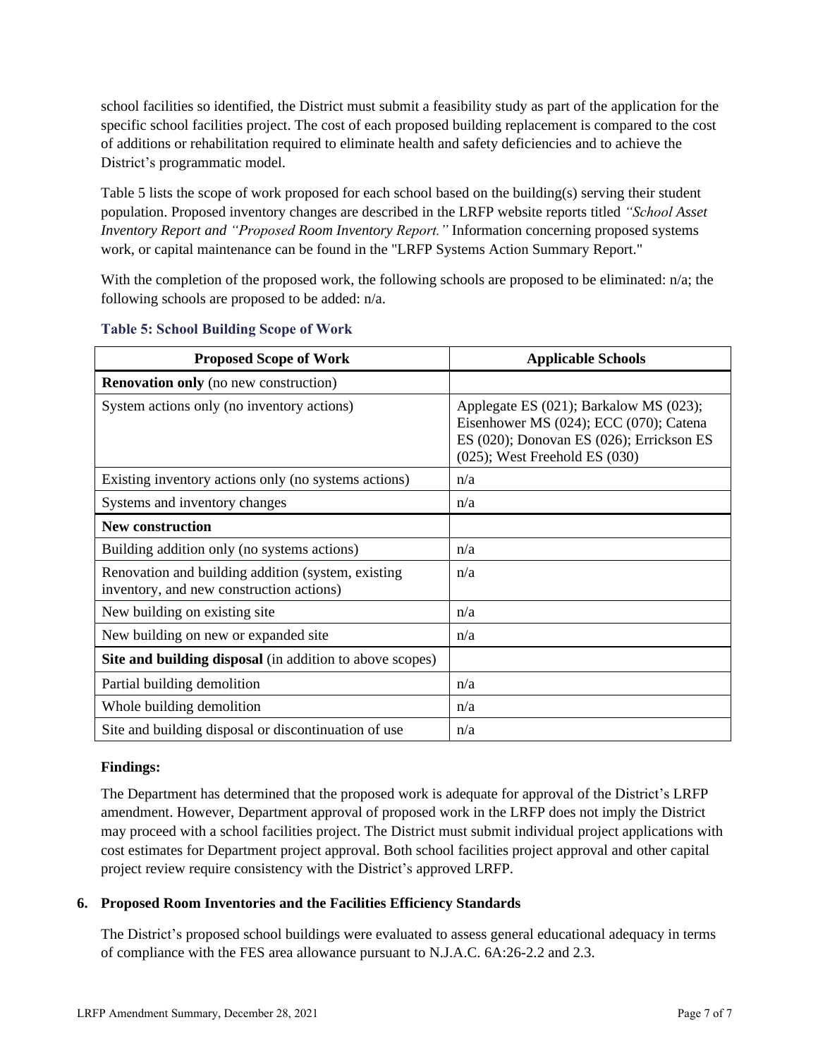school facilities so identified, the District must submit a feasibility study as part of the application for the specific school facilities project. The cost of each proposed building replacement is compared to the cost of additions or rehabilitation required to eliminate health and safety deficiencies and to achieve the District's programmatic model.

Table 5 lists the scope of work proposed for each school based on the building(s) serving their student population. Proposed inventory changes are described in the LRFP website reports titled *"School Asset Inventory Report and "Proposed Room Inventory Report."* Information concerning proposed systems work, or capital maintenance can be found in the "LRFP Systems Action Summary Report."

With the completion of the proposed work, the following schools are proposed to be eliminated: n/a; the following schools are proposed to be added: n/a.

### Table 5: School Building Scope of Work

| Proposed Scope of Work | Applicable Schools |
|---|---|
| **Renovation only** (no new construction) | |
| System actions only (no inventory actions) | Applegate ES (021); Barkalow MS (023); Eisenhower MS (024); ECC (070); Catena ES (020); Donovan ES (026); Errickson ES (025); West Freehold ES (030) |
| Existing inventory actions only (no systems actions) | n/a |
| Systems and inventory changes | n/a |
| **New construction** | |
| Building addition only (no systems actions) | n/a |
| Renovation and building addition (system, existing inventory, and new construction actions) | n/a |
| New building on existing site | n/a |
| New building on new or expanded site | n/a |
| **Site and building disposal** (in addition to above scopes) | |
| Partial building demolition | n/a |
| Whole building demolition | n/a |
| Site and building disposal or discontinuation of use | n/a |

**Findings:**

The Department has determined that the proposed work is adequate for approval of the District's LRFP amendment. However, Department approval of proposed work in the LRFP does not imply the District may proceed with a school facilities project. The District must submit individual project applications with cost estimates for Department project approval. Both school facilities project approval and other capital project review require consistency with the District's approved LRFP.

## 6. Proposed Room Inventories and the Facilities Efficiency Standards

The District's proposed school buildings were evaluated to assess general educational adequacy in terms of compliance with the FES area allowance pursuant to N.J.A.C. 6A:26-2.2 and 2.3.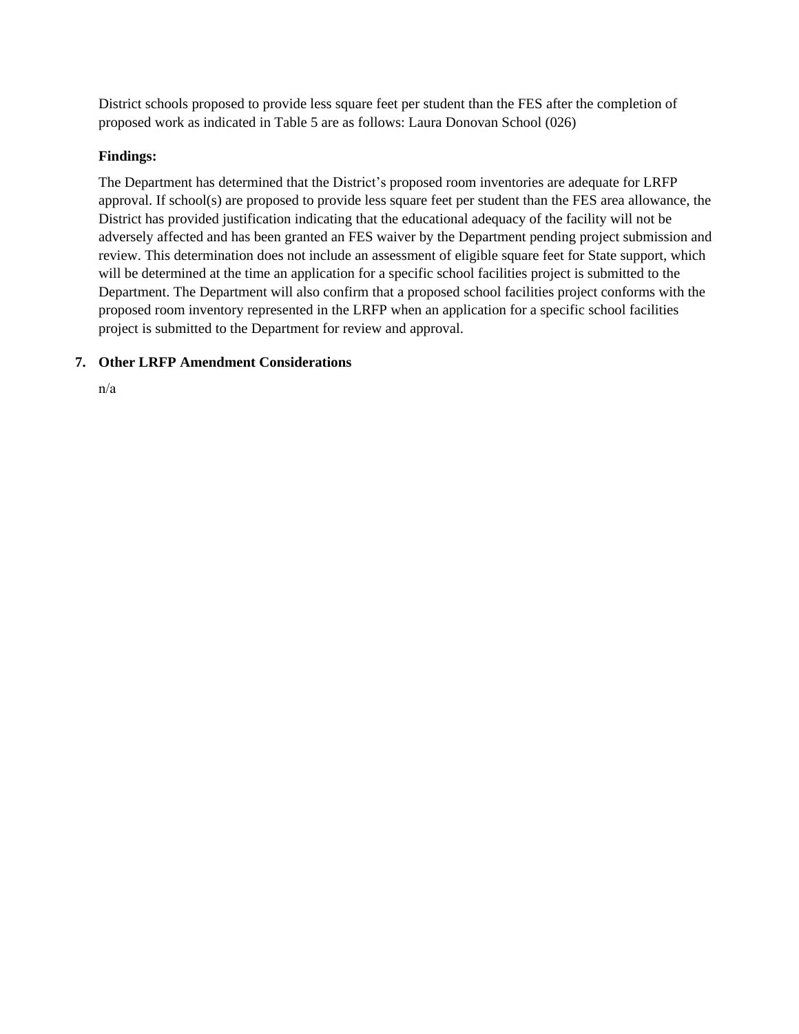District schools proposed to provide less square feet per student than the FES after the completion of proposed work as indicated in Table 5 are as follows: Laura Donovan School (026)

**Findings:**

The Department has determined that the District's proposed room inventories are adequate for LRFP approval. If school(s) are proposed to provide less square feet per student than the FES area allowance, the District has provided justification indicating that the educational adequacy of the facility will not be adversely affected and has been granted an FES waiver by the Department pending project submission and review. This determination does not include an assessment of eligible square feet for State support, which will be determined at the time an application for a specific school facilities project is submitted to the Department. The Department will also confirm that a proposed school facilities project conforms with the proposed room inventory represented in the LRFP when an application for a specific school facilities project is submitted to the Department for review and approval.

## 7. Other LRFP Amendment Considerations

n/a